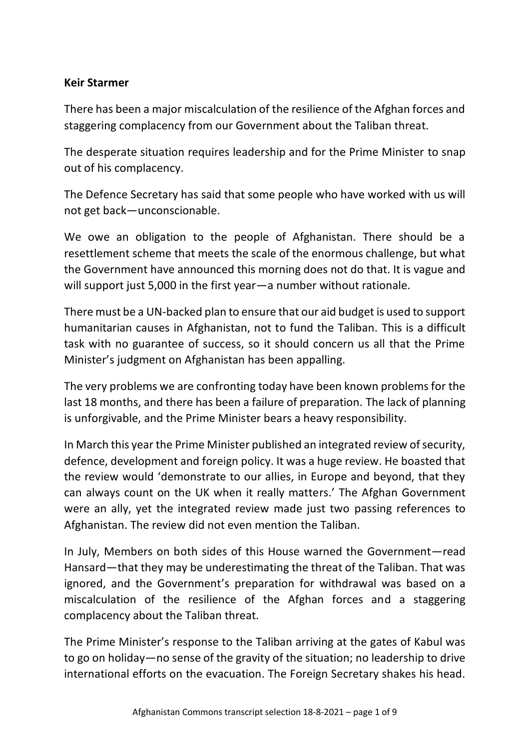**Keir Starmer**

There has been a major miscalculation of the resilience of the Afghan forces and staggering complacency from our Government about the Taliban threat.

The desperate situation requires leadership and for the Prime Minister to snap out of his complacency.

The Defence Secretary has said that some people who have worked with us will not get back—unconscionable.

We owe an obligation to the people of Afghanistan. There should be a resettlement scheme that meets the scale of the enormous challenge, but what the Government have announced this morning does not do that. It is vague and will support just 5,000 in the first year—a number without rationale.

There must be a UN-backed plan to ensure that our aid budget is used to support humanitarian causes in Afghanistan, not to fund the Taliban. This is a difficult task with no guarantee of success, so it should concern us all that the Prime Minister's judgment on Afghanistan has been appalling.

The very problems we are confronting today have been known problems for the last 18 months, and there has been a failure of preparation. The lack of planning is unforgivable, and the Prime Minister bears a heavy responsibility.

In March this year the Prime Minister published an integrated review of security, defence, development and foreign policy. It was a huge review. He boasted that the review would 'demonstrate to our allies, in Europe and beyond, that they can always count on the UK when it really matters.' The Afghan Government were an ally, yet the integrated review made just two passing references to Afghanistan. The review did not even mention the Taliban.

In July, Members on both sides of this House warned the Government—read Hansard—that they may be underestimating the threat of the Taliban. That was ignored, and the Government's preparation for withdrawal was based on a miscalculation of the resilience of the Afghan forces and a staggering complacency about the Taliban threat.

The Prime Minister's response to the Taliban arriving at the gates of Kabul was to go on holiday—no sense of the gravity of the situation; no leadership to drive international efforts on the evacuation. The Foreign Secretary shakes his head.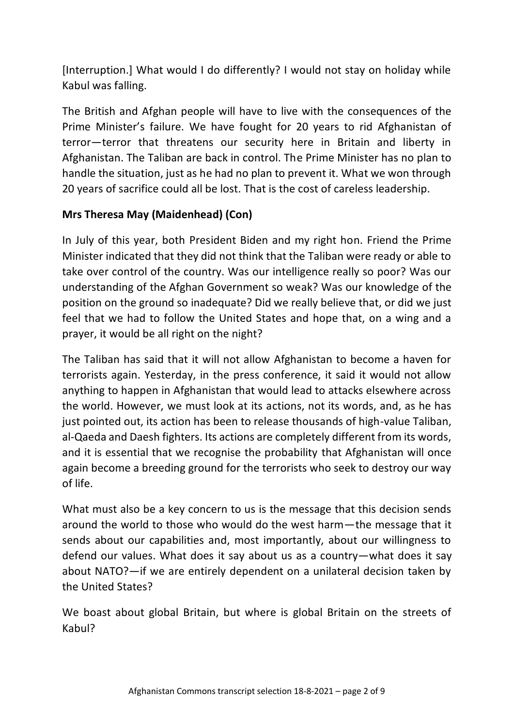[Interruption.] What would I do differently? I would not stay on holiday while Kabul was falling.

The British and Afghan people will have to live with the consequences of the Prime Minister's failure. We have fought for 20 years to rid Afghanistan of terror—terror that threatens our security here in Britain and liberty in Afghanistan. The Taliban are back in control. The Prime Minister has no plan to handle the situation, just as he had no plan to prevent it. What we won through 20 years of sacrifice could all be lost. That is the cost of careless leadership.

**Mrs Theresa May (Maidenhead) (Con)**

In July of this year, both President Biden and my right hon. Friend the Prime Minister indicated that they did not think that the Taliban were ready or able to take over control of the country. Was our intelligence really so poor? Was our understanding of the Afghan Government so weak? Was our knowledge of the position on the ground so inadequate? Did we really believe that, or did we just feel that we had to follow the United States and hope that, on a wing and a prayer, it would be all right on the night?

The Taliban has said that it will not allow Afghanistan to become a haven for terrorists again. Yesterday, in the press conference, it said it would not allow anything to happen in Afghanistan that would lead to attacks elsewhere across the world. However, we must look at its actions, not its words, and, as he has just pointed out, its action has been to release thousands of high-value Taliban, al-Qaeda and Daesh fighters. Its actions are completely different from its words, and it is essential that we recognise the probability that Afghanistan will once again become a breeding ground for the terrorists who seek to destroy our way of life.

What must also be a key concern to us is the message that this decision sends around the world to those who would do the west harm—the message that it sends about our capabilities and, most importantly, about our willingness to defend our values. What does it say about us as a country—what does it say about NATO?—if we are entirely dependent on a unilateral decision taken by the United States?

We boast about global Britain, but where is global Britain on the streets of Kabul?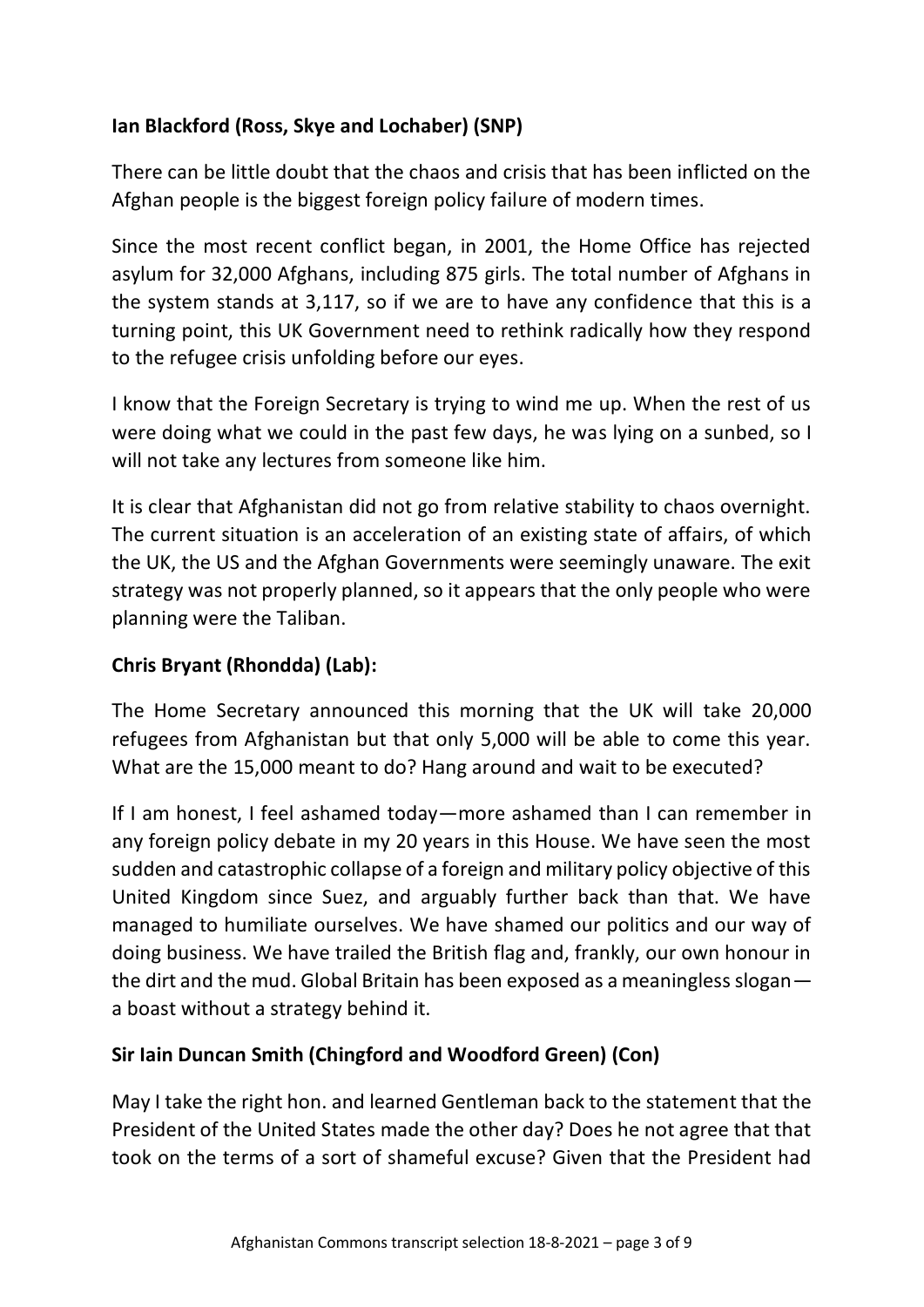**Ian Blackford (Ross, Skye and Lochaber) (SNP)**

There can be little doubt that the chaos and crisis that has been inflicted on the Afghan people is the biggest foreign policy failure of modern times.

Since the most recent conflict began, in 2001, the Home Office has rejected asylum for 32,000 Afghans, including 875 girls. The total number of Afghans in the system stands at 3,117, so if we are to have any confidence that this is a turning point, this UK Government need to rethink radically how they respond to the refugee crisis unfolding before our eyes.

I know that the Foreign Secretary is trying to wind me up. When the rest of us were doing what we could in the past few days, he was lying on a sunbed, so I will not take any lectures from someone like him.

It is clear that Afghanistan did not go from relative stability to chaos overnight. The current situation is an acceleration of an existing state of affairs, of which the UK, the US and the Afghan Governments were seemingly unaware. The exit strategy was not properly planned, so it appears that the only people who were planning were the Taliban.

**Chris Bryant (Rhondda) (Lab):**

The Home Secretary announced this morning that the UK will take 20,000 refugees from Afghanistan but that only 5,000 will be able to come this year. What are the 15,000 meant to do? Hang around and wait to be executed?

If I am honest, I feel ashamed today—more ashamed than I can remember in any foreign policy debate in my 20 years in this House. We have seen the most sudden and catastrophic collapse of a foreign and military policy objective of this United Kingdom since Suez, and arguably further back than that. We have managed to humiliate ourselves. We have shamed our politics and our way of doing business. We have trailed the British flag and, frankly, our own honour in the dirt and the mud. Global Britain has been exposed as a meaningless slogan—a boast without a strategy behind it.

**Sir Iain Duncan Smith (Chingford and Woodford Green) (Con)**

May I take the right hon. and learned Gentleman back to the statement that the President of the United States made the other day? Does he not agree that that took on the terms of a sort of shameful excuse? Given that the President had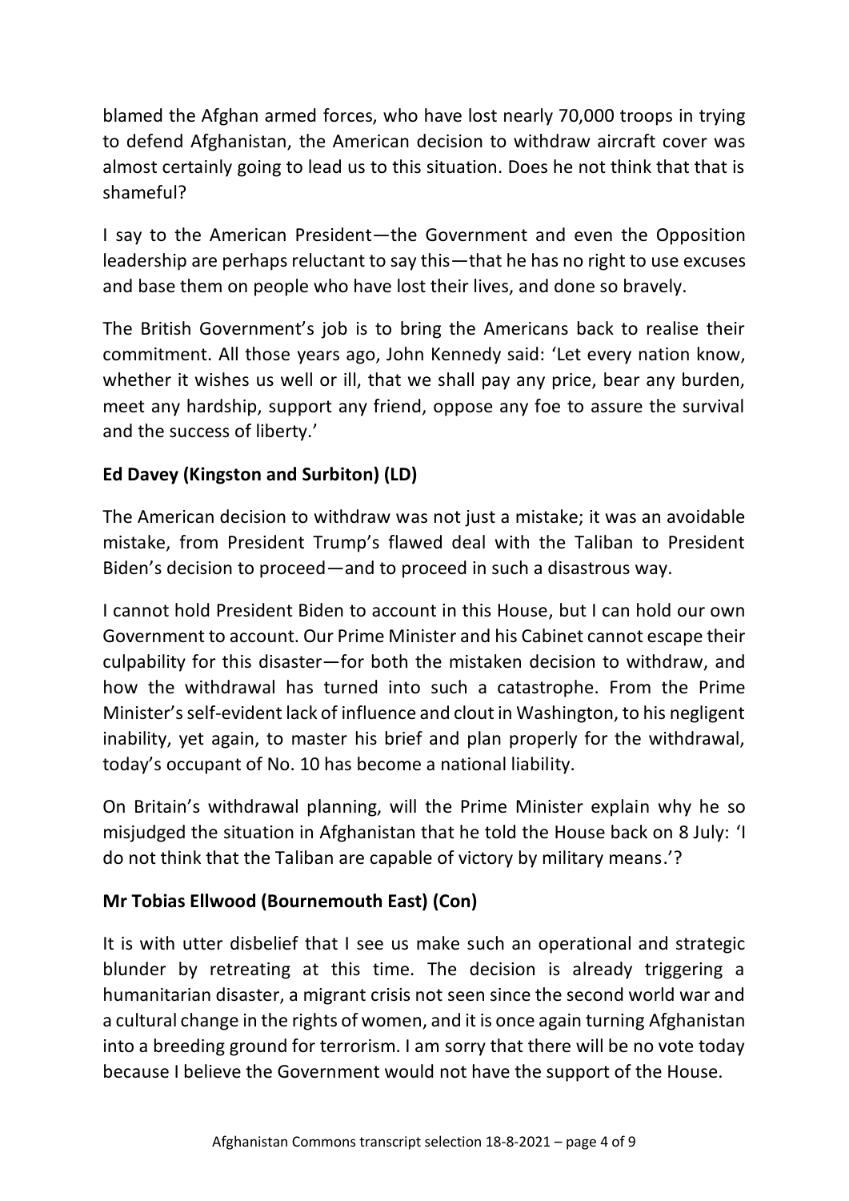blamed the Afghan armed forces, who have lost nearly 70,000 troops in trying to defend Afghanistan, the American decision to withdraw aircraft cover was almost certainly going to lead us to this situation. Does he not think that that is shameful?

I say to the American President—the Government and even the Opposition leadership are perhaps reluctant to say this—that he has no right to use excuses and base them on people who have lost their lives, and done so bravely.

The British Government's job is to bring the Americans back to realise their commitment. All those years ago, John Kennedy said: 'Let every nation know, whether it wishes us well or ill, that we shall pay any price, bear any burden, meet any hardship, support any friend, oppose any foe to assure the survival and the success of liberty.'

**Ed Davey (Kingston and Surbiton) (LD)**

The American decision to withdraw was not just a mistake; it was an avoidable mistake, from President Trump's flawed deal with the Taliban to President Biden's decision to proceed—and to proceed in such a disastrous way.

I cannot hold President Biden to account in this House, but I can hold our own Government to account. Our Prime Minister and his Cabinet cannot escape their culpability for this disaster—for both the mistaken decision to withdraw, and how the withdrawal has turned into such a catastrophe. From the Prime Minister's self-evident lack of influence and clout in Washington, to his negligent inability, yet again, to master his brief and plan properly for the withdrawal, today's occupant of No. 10 has become a national liability.

On Britain's withdrawal planning, will the Prime Minister explain why he so misjudged the situation in Afghanistan that he told the House back on 8 July: 'I do not think that the Taliban are capable of victory by military means.'?

**Mr Tobias Ellwood (Bournemouth East) (Con)**

It is with utter disbelief that I see us make such an operational and strategic blunder by retreating at this time. The decision is already triggering a humanitarian disaster, a migrant crisis not seen since the second world war and a cultural change in the rights of women, and it is once again turning Afghanistan into a breeding ground for terrorism. I am sorry that there will be no vote today because I believe the Government would not have the support of the House.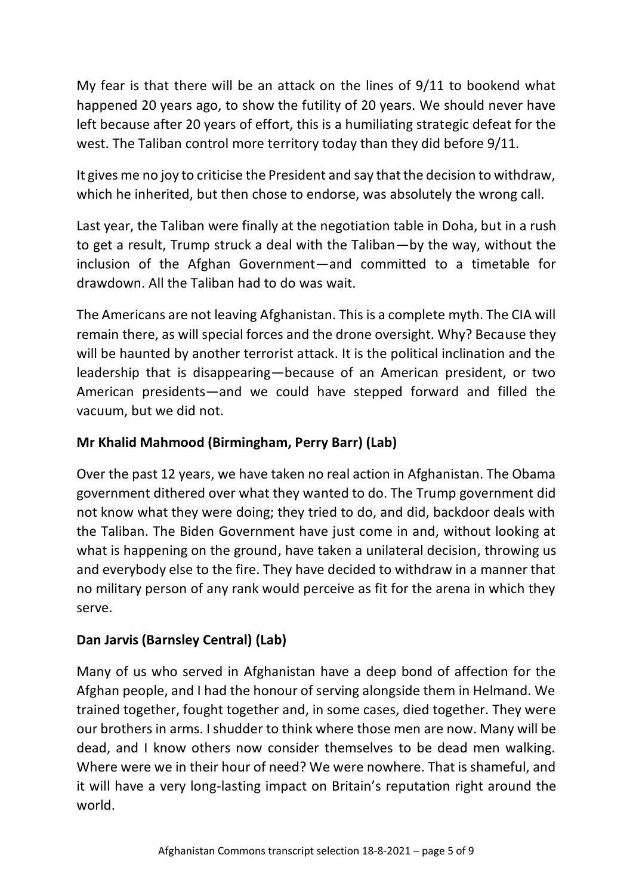My fear is that there will be an attack on the lines of 9/11 to bookend what happened 20 years ago, to show the futility of 20 years. We should never have left because after 20 years of effort, this is a humiliating strategic defeat for the west. The Taliban control more territory today than they did before 9/11.

It gives me no joy to criticise the President and say that the decision to withdraw, which he inherited, but then chose to endorse, was absolutely the wrong call.

Last year, the Taliban were finally at the negotiation table in Doha, but in a rush to get a result, Trump struck a deal with the Taliban—by the way, without the inclusion of the Afghan Government—and committed to a timetable for drawdown. All the Taliban had to do was wait.

The Americans are not leaving Afghanistan. This is a complete myth. The CIA will remain there, as will special forces and the drone oversight. Why? Because they will be haunted by another terrorist attack. It is the political inclination and the leadership that is disappearing—because of an American president, or two American presidents—and we could have stepped forward and filled the vacuum, but we did not.

**Mr Khalid Mahmood (Birmingham, Perry Barr) (Lab)**

Over the past 12 years, we have taken no real action in Afghanistan. The Obama government dithered over what they wanted to do. The Trump government did not know what they were doing; they tried to do, and did, backdoor deals with the Taliban. The Biden Government have just come in and, without looking at what is happening on the ground, have taken a unilateral decision, throwing us and everybody else to the fire. They have decided to withdraw in a manner that no military person of any rank would perceive as fit for the arena in which they serve.

**Dan Jarvis (Barnsley Central) (Lab)**

Many of us who served in Afghanistan have a deep bond of affection for the Afghan people, and I had the honour of serving alongside them in Helmand. We trained together, fought together and, in some cases, died together. They were our brothers in arms. I shudder to think where those men are now. Many will be dead, and I know others now consider themselves to be dead men walking. Where were we in their hour of need? We were nowhere. That is shameful, and it will have a very long-lasting impact on Britain's reputation right around the world.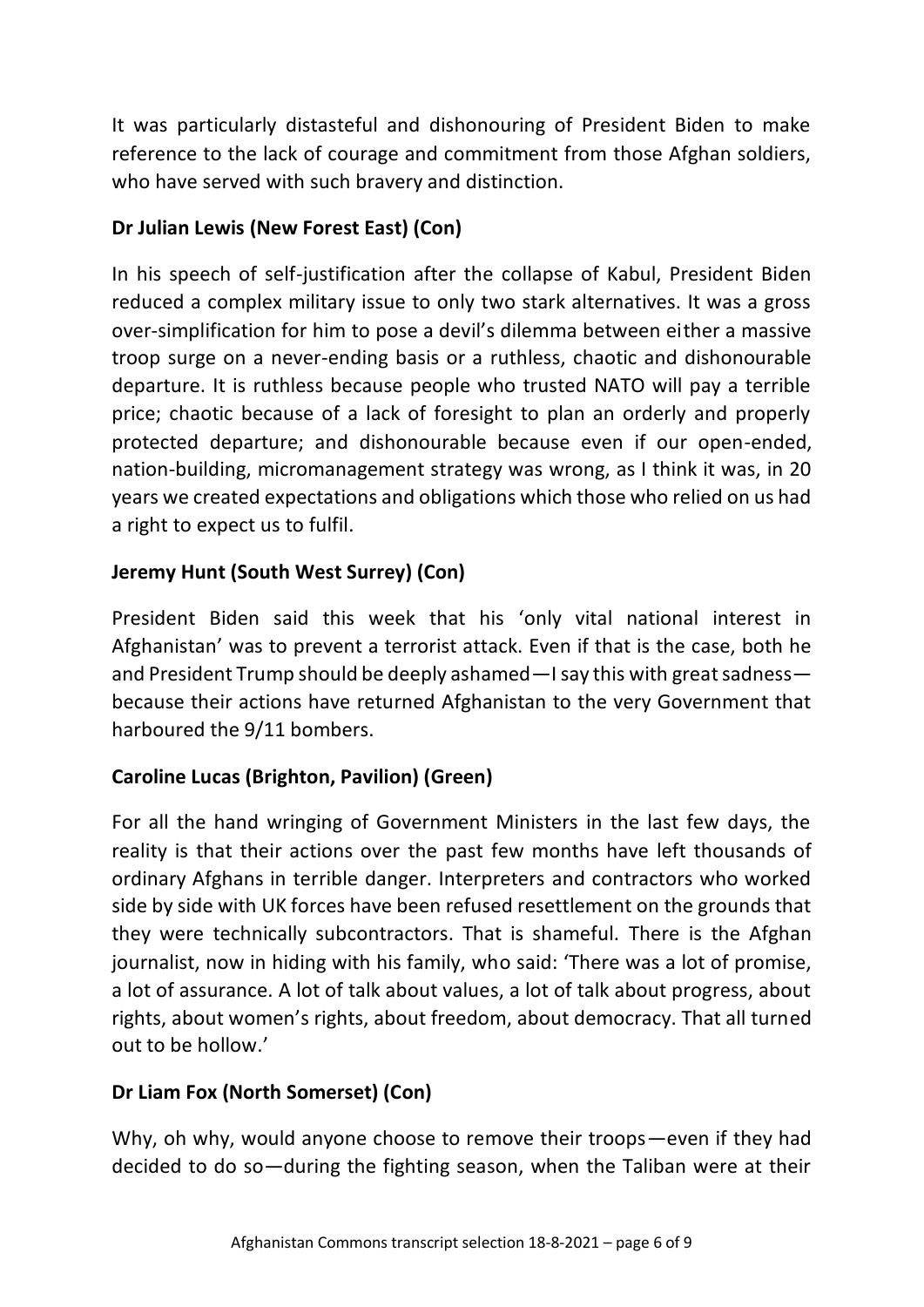It was particularly distasteful and dishonouring of President Biden to make reference to the lack of courage and commitment from those Afghan soldiers, who have served with such bravery and distinction.

**Dr Julian Lewis (New Forest East) (Con)**

In his speech of self-justification after the collapse of Kabul, President Biden reduced a complex military issue to only two stark alternatives. It was a gross over-simplification for him to pose a devil's dilemma between either a massive troop surge on a never-ending basis or a ruthless, chaotic and dishonourable departure. It is ruthless because people who trusted NATO will pay a terrible price; chaotic because of a lack of foresight to plan an orderly and properly protected departure; and dishonourable because even if our open-ended, nation-building, micromanagement strategy was wrong, as I think it was, in 20 years we created expectations and obligations which those who relied on us had a right to expect us to fulfil.

**Jeremy Hunt (South West Surrey) (Con)**

President Biden said this week that his 'only vital national interest in Afghanistan' was to prevent a terrorist attack. Even if that is the case, both he and President Trump should be deeply ashamed—I say this with great sadness—because their actions have returned Afghanistan to the very Government that harboured the 9/11 bombers.

**Caroline Lucas (Brighton, Pavilion) (Green)**

For all the hand wringing of Government Ministers in the last few days, the reality is that their actions over the past few months have left thousands of ordinary Afghans in terrible danger. Interpreters and contractors who worked side by side with UK forces have been refused resettlement on the grounds that they were technically subcontractors. That is shameful. There is the Afghan journalist, now in hiding with his family, who said: 'There was a lot of promise, a lot of assurance. A lot of talk about values, a lot of talk about progress, about rights, about women's rights, about freedom, about democracy. That all turned out to be hollow.'

**Dr Liam Fox (North Somerset) (Con)**

Why, oh why, would anyone choose to remove their troops—even if they had decided to do so—during the fighting season, when the Taliban were at their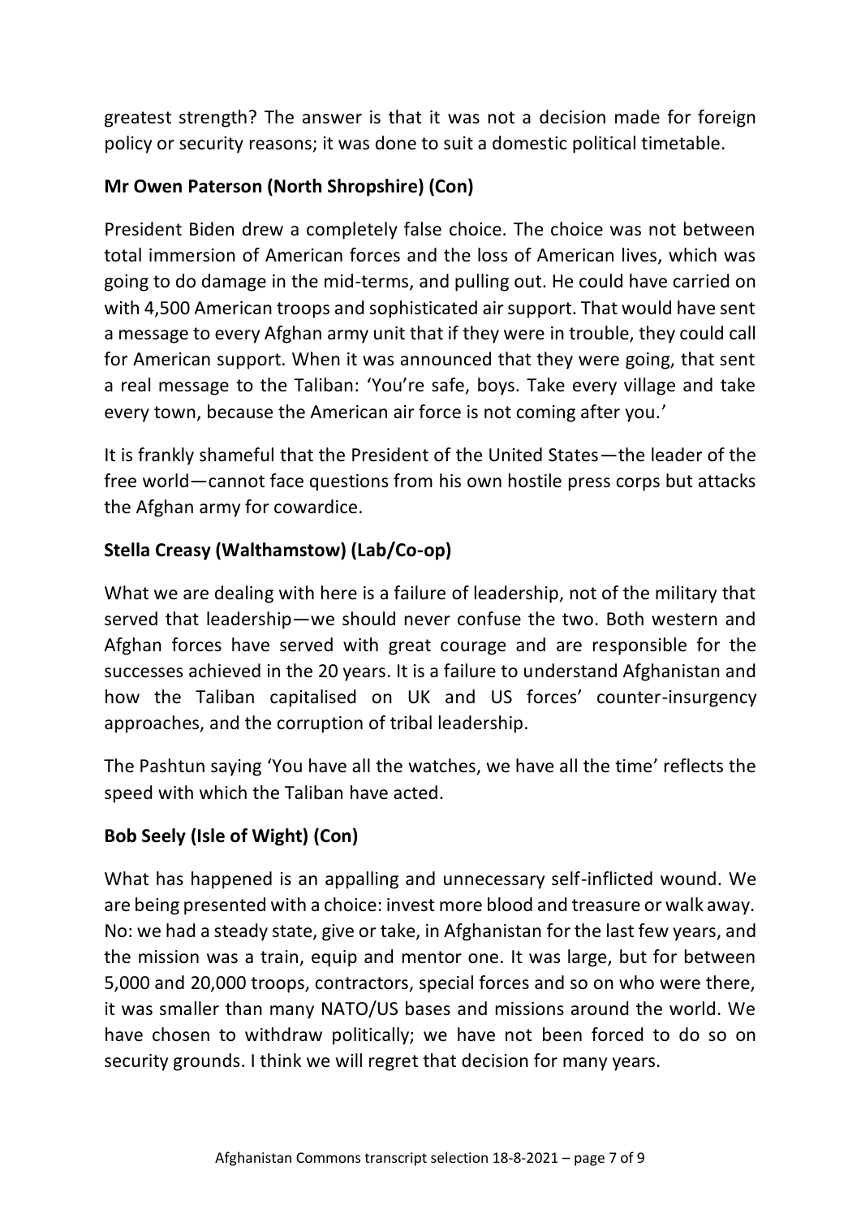greatest strength? The answer is that it was not a decision made for foreign policy or security reasons; it was done to suit a domestic political timetable.

**Mr Owen Paterson (North Shropshire) (Con)**

President Biden drew a completely false choice. The choice was not between total immersion of American forces and the loss of American lives, which was going to do damage in the mid-terms, and pulling out. He could have carried on with 4,500 American troops and sophisticated air support. That would have sent a message to every Afghan army unit that if they were in trouble, they could call for American support. When it was announced that they were going, that sent a real message to the Taliban: 'You're safe, boys. Take every village and take every town, because the American air force is not coming after you.'

It is frankly shameful that the President of the United States—the leader of the free world—cannot face questions from his own hostile press corps but attacks the Afghan army for cowardice.

**Stella Creasy (Walthamstow) (Lab/Co-op)**

What we are dealing with here is a failure of leadership, not of the military that served that leadership—we should never confuse the two. Both western and Afghan forces have served with great courage and are responsible for the successes achieved in the 20 years. It is a failure to understand Afghanistan and how the Taliban capitalised on UK and US forces' counter-insurgency approaches, and the corruption of tribal leadership.

The Pashtun saying 'You have all the watches, we have all the time' reflects the speed with which the Taliban have acted.

**Bob Seely (Isle of Wight) (Con)**

What has happened is an appalling and unnecessary self-inflicted wound. We are being presented with a choice: invest more blood and treasure or walk away. No: we had a steady state, give or take, in Afghanistan for the last few years, and the mission was a train, equip and mentor one. It was large, but for between 5,000 and 20,000 troops, contractors, special forces and so on who were there, it was smaller than many NATO/US bases and missions around the world. We have chosen to withdraw politically; we have not been forced to do so on security grounds. I think we will regret that decision for many years.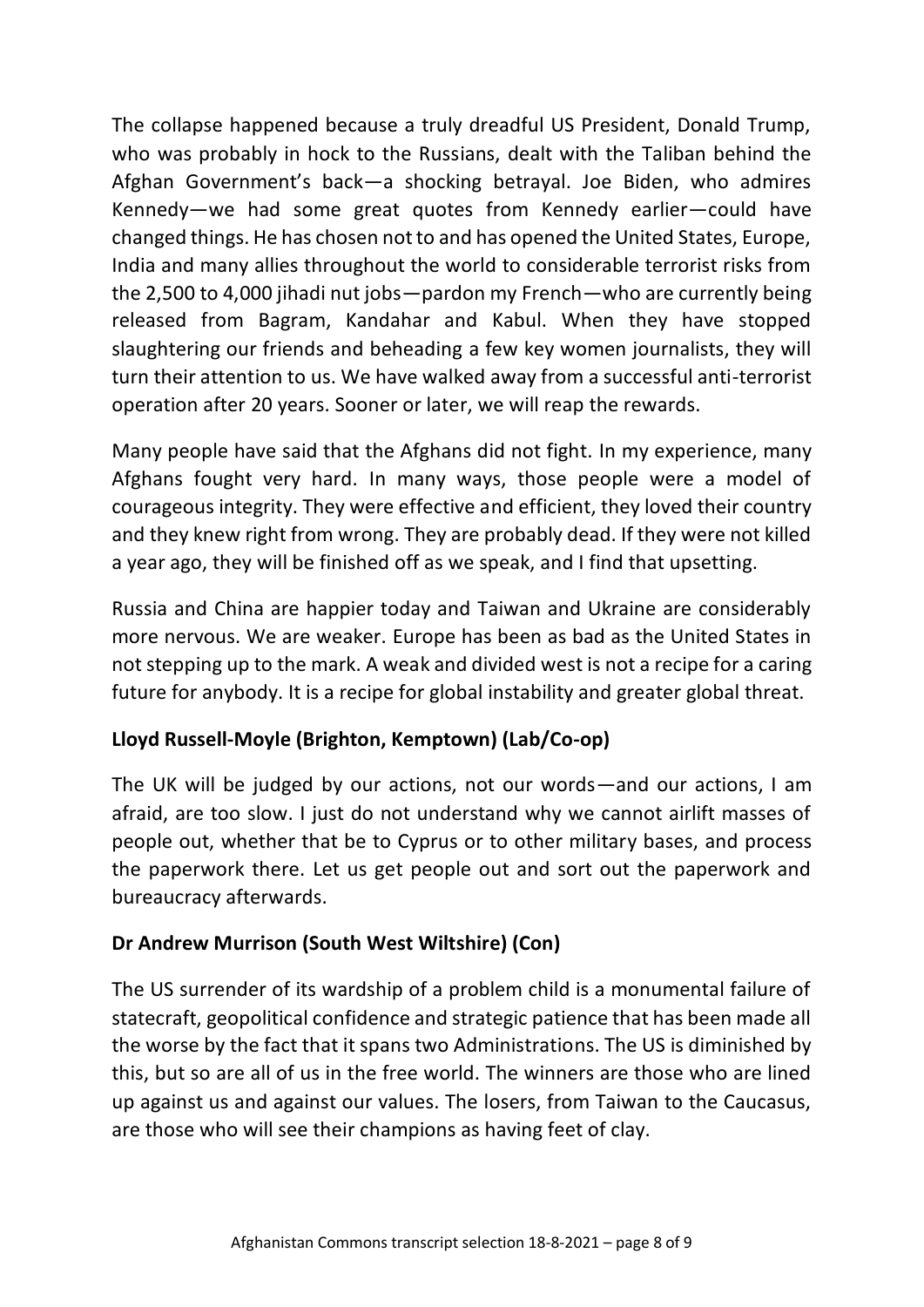The collapse happened because a truly dreadful US President, Donald Trump, who was probably in hock to the Russians, dealt with the Taliban behind the Afghan Government's back—a shocking betrayal. Joe Biden, who admires Kennedy—we had some great quotes from Kennedy earlier—could have changed things. He has chosen not to and has opened the United States, Europe, India and many allies throughout the world to considerable terrorist risks from the 2,500 to 4,000 jihadi nut jobs—pardon my French—who are currently being released from Bagram, Kandahar and Kabul. When they have stopped slaughtering our friends and beheading a few key women journalists, they will turn their attention to us. We have walked away from a successful anti-terrorist operation after 20 years. Sooner or later, we will reap the rewards.

Many people have said that the Afghans did not fight. In my experience, many Afghans fought very hard. In many ways, those people were a model of courageous integrity. They were effective and efficient, they loved their country and they knew right from wrong. They are probably dead. If they were not killed a year ago, they will be finished off as we speak, and I find that upsetting.

Russia and China are happier today and Taiwan and Ukraine are considerably more nervous. We are weaker. Europe has been as bad as the United States in not stepping up to the mark. A weak and divided west is not a recipe for a caring future for anybody. It is a recipe for global instability and greater global threat.

**Lloyd Russell-Moyle (Brighton, Kemptown) (Lab/Co-op)**

The UK will be judged by our actions, not our words—and our actions, I am afraid, are too slow. I just do not understand why we cannot airlift masses of people out, whether that be to Cyprus or to other military bases, and process the paperwork there. Let us get people out and sort out the paperwork and bureaucracy afterwards.

**Dr Andrew Murrison (South West Wiltshire) (Con)**

The US surrender of its wardship of a problem child is a monumental failure of statecraft, geopolitical confidence and strategic patience that has been made all the worse by the fact that it spans two Administrations. The US is diminished by this, but so are all of us in the free world. The winners are those who are lined up against us and against our values. The losers, from Taiwan to the Caucasus, are those who will see their champions as having feet of clay.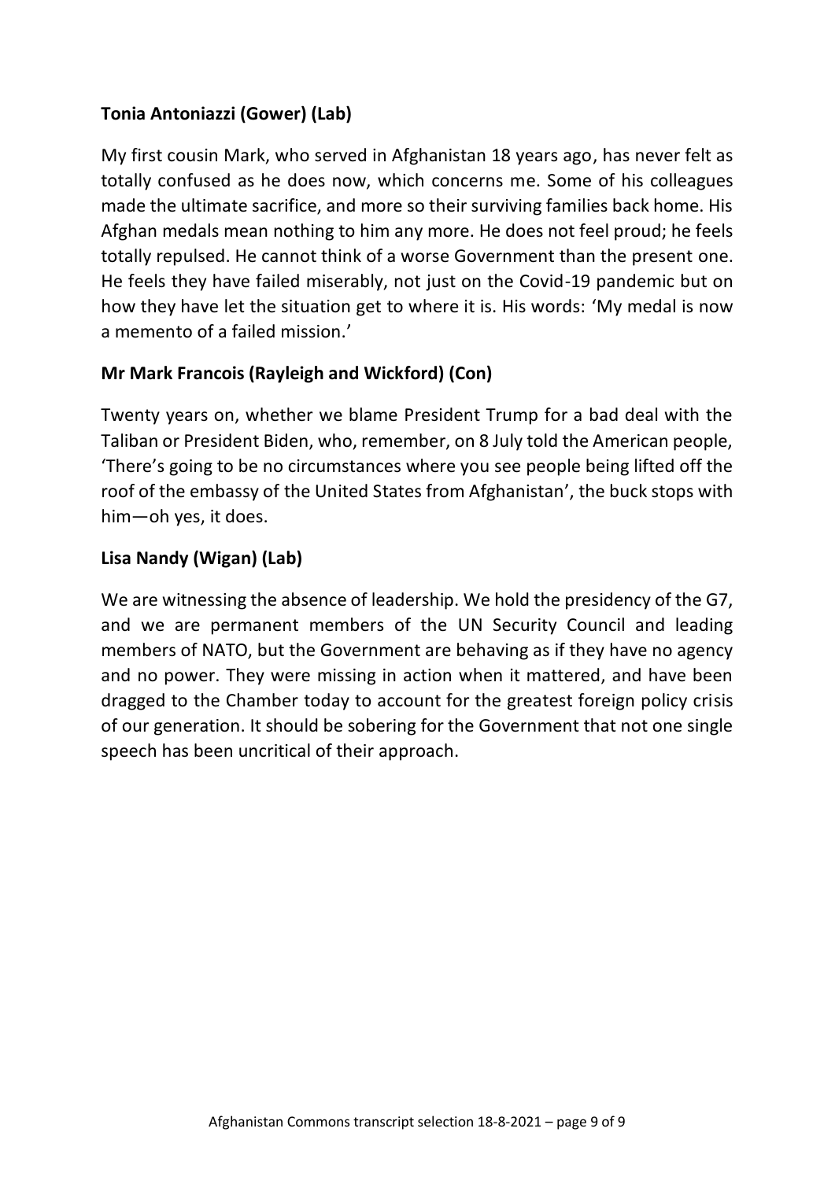**Tonia Antoniazzi (Gower) (Lab)**

My first cousin Mark, who served in Afghanistan 18 years ago, has never felt as totally confused as he does now, which concerns me. Some of his colleagues made the ultimate sacrifice, and more so their surviving families back home. His Afghan medals mean nothing to him any more. He does not feel proud; he feels totally repulsed. He cannot think of a worse Government than the present one. He feels they have failed miserably, not just on the Covid-19 pandemic but on how they have let the situation get to where it is. His words: 'My medal is now a memento of a failed mission.'

**Mr Mark Francois (Rayleigh and Wickford) (Con)**

Twenty years on, whether we blame President Trump for a bad deal with the Taliban or President Biden, who, remember, on 8 July told the American people, 'There's going to be no circumstances where you see people being lifted off the roof of the embassy of the United States from Afghanistan', the buck stops with him—oh yes, it does.

**Lisa Nandy (Wigan) (Lab)**

We are witnessing the absence of leadership. We hold the presidency of the G7, and we are permanent members of the UN Security Council and leading members of NATO, but the Government are behaving as if they have no agency and no power. They were missing in action when it mattered, and have been dragged to the Chamber today to account for the greatest foreign policy crisis of our generation. It should be sobering for the Government that not one single speech has been uncritical of their approach.